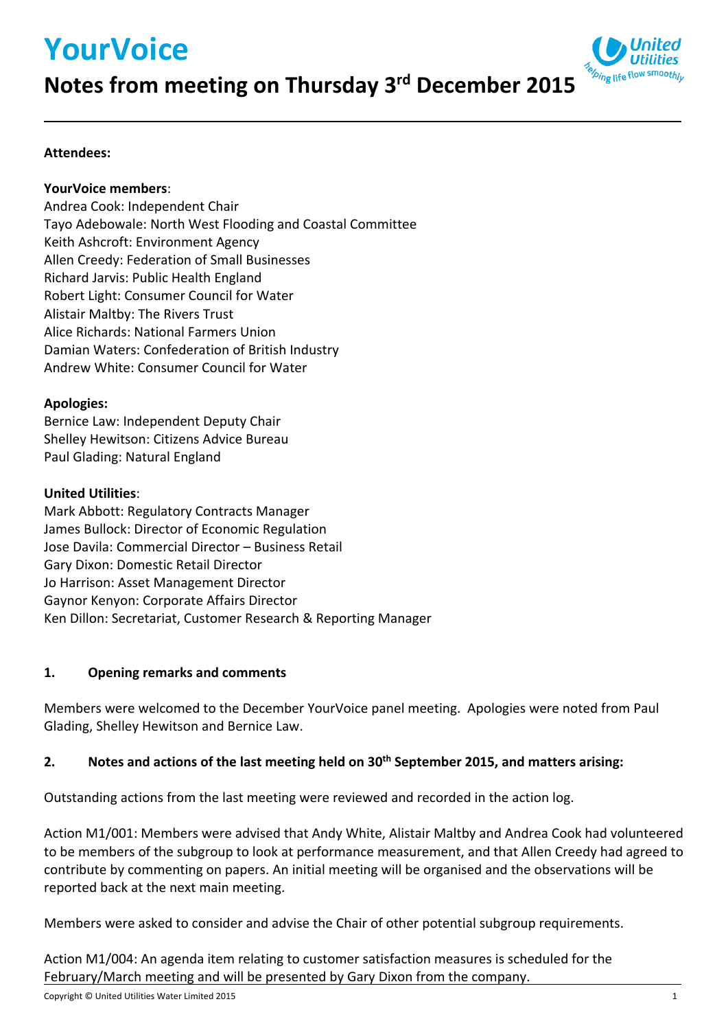# YourVoice

## Notes from meeting on Thursday 3rd December 2015

**Attendees:**

**YourVoice members**:
Andrea Cook: Independent Chair
Tayo Adebowale: North West Flooding and Coastal Committee
Keith Ashcroft: Environment Agency
Allen Creedy: Federation of Small Businesses
Richard Jarvis: Public Health England
Robert Light: Consumer Council for Water
Alistair Maltby: The Rivers Trust
Alice Richards: National Farmers Union
Damian Waters: Confederation of British Industry
Andrew White: Consumer Council for Water

**Apologies:**
Bernice Law: Independent Deputy Chair
Shelley Hewitson: Citizens Advice Bureau
Paul Glading: Natural England

**United Utilities**:
Mark Abbott: Regulatory Contracts Manager
James Bullock: Director of Economic Regulation
Jose Davila: Commercial Director – Business Retail
Gary Dixon: Domestic Retail Director
Jo Harrison: Asset Management Director
Gaynor Kenyon: Corporate Affairs Director
Ken Dillon: Secretariat, Customer Research & Reporting Manager

### 1. Opening remarks and comments

Members were welcomed to the December YourVoice panel meeting. Apologies were noted from Paul Glading, Shelley Hewitson and Bernice Law.

### 2. Notes and actions of the last meeting held on 30th September 2015, and matters arising:

Outstanding actions from the last meeting were reviewed and recorded in the action log.

Action M1/001: Members were advised that Andy White, Alistair Maltby and Andrea Cook had volunteered to be members of the subgroup to look at performance measurement, and that Allen Creedy had agreed to contribute by commenting on papers. An initial meeting will be organised and the observations will be reported back at the next main meeting.

Members were asked to consider and advise the Chair of other potential subgroup requirements.

Action M1/004: An agenda item relating to customer satisfaction measures is scheduled for the February/March meeting and will be presented by Gary Dixon from the company.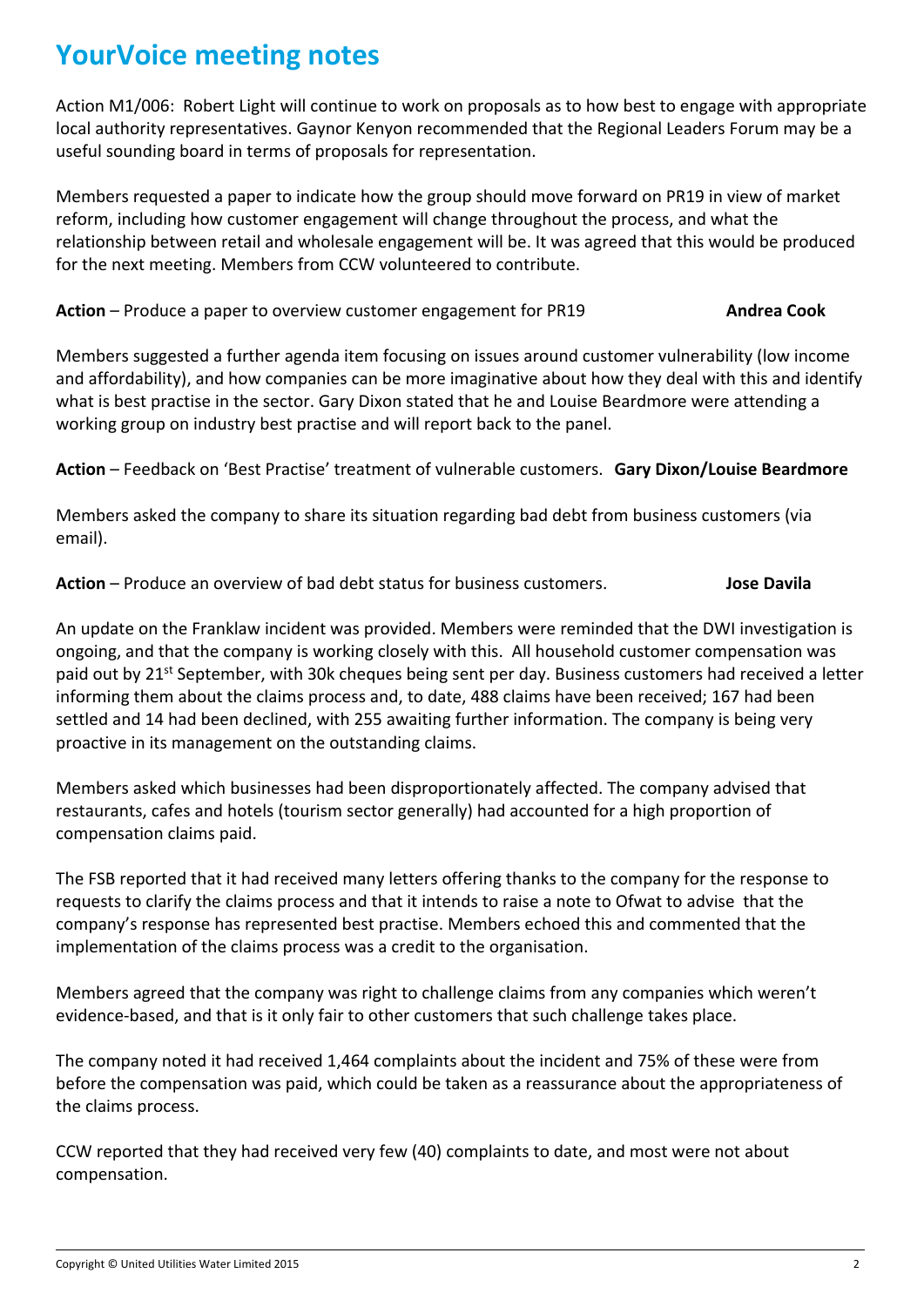# YourVoice meeting notes

Action M1/006: Robert Light will continue to work on proposals as to how best to engage with appropriate local authority representatives. Gaynor Kenyon recommended that the Regional Leaders Forum may be a useful sounding board in terms of proposals for representation.

Members requested a paper to indicate how the group should move forward on PR19 in view of market reform, including how customer engagement will change throughout the process, and what the relationship between retail and wholesale engagement will be. It was agreed that this would be produced for the next meeting. Members from CCW volunteered to contribute.

**Action** – Produce a paper to overview customer engagement for PR19 **Andrea Cook**

Members suggested a further agenda item focusing on issues around customer vulnerability (low income and affordability), and how companies can be more imaginative about how they deal with this and identify what is best practise in the sector. Gary Dixon stated that he and Louise Beardmore were attending a working group on industry best practise and will report back to the panel.

**Action** – Feedback on 'Best Practise' treatment of vulnerable customers. **Gary Dixon/Louise Beardmore**

Members asked the company to share its situation regarding bad debt from business customers (via email).

**Action** – Produce an overview of bad debt status for business customers. **Jose Davila**

An update on the Franklaw incident was provided. Members were reminded that the DWI investigation is ongoing, and that the company is working closely with this. All household customer compensation was paid out by 21st September, with 30k cheques being sent per day. Business customers had received a letter informing them about the claims process and, to date, 488 claims have been received; 167 had been settled and 14 had been declined, with 255 awaiting further information. The company is being very proactive in its management on the outstanding claims.

Members asked which businesses had been disproportionately affected. The company advised that restaurants, cafes and hotels (tourism sector generally) had accounted for a high proportion of compensation claims paid.

The FSB reported that it had received many letters offering thanks to the company for the response to requests to clarify the claims process and that it intends to raise a note to Ofwat to advise that the company's response has represented best practise. Members echoed this and commented that the implementation of the claims process was a credit to the organisation.

Members agreed that the company was right to challenge claims from any companies which weren't evidence-based, and that is it only fair to other customers that such challenge takes place.

The company noted it had received 1,464 complaints about the incident and 75% of these were from before the compensation was paid, which could be taken as a reassurance about the appropriateness of the claims process.

CCW reported that they had received very few (40) complaints to date, and most were not about compensation.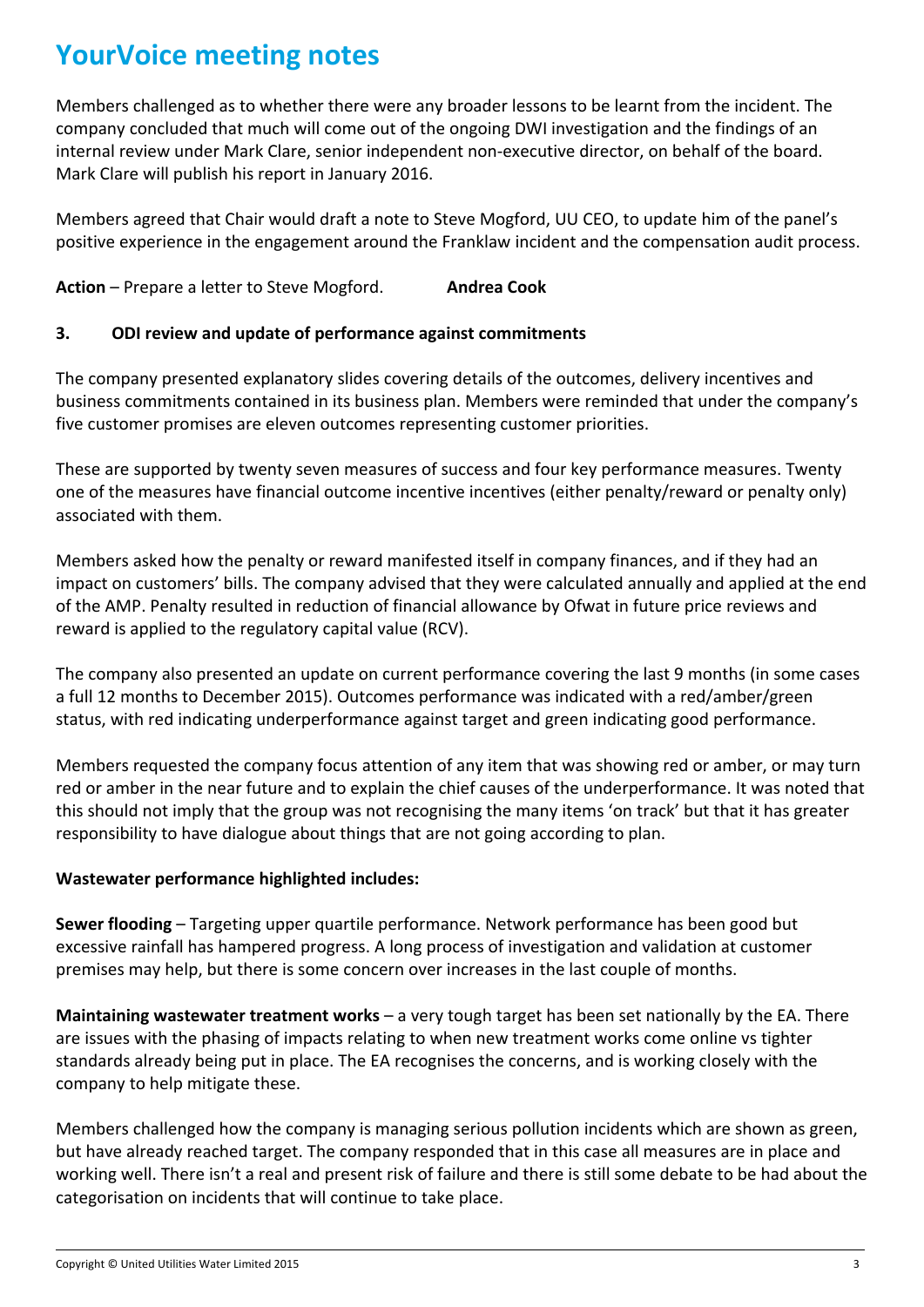# YourVoice meeting notes

Members challenged as to whether there were any broader lessons to be learnt from the incident. The company concluded that much will come out of the ongoing DWI investigation and the findings of an internal review under Mark Clare, senior independent non-executive director, on behalf of the board. Mark Clare will publish his report in January 2016.

Members agreed that Chair would draft a note to Steve Mogford, UU CEO, to update him of the panel's positive experience in the engagement around the Franklaw incident and the compensation audit process.

**Action** – Prepare a letter to Steve Mogford. **Andrea Cook**

## 3. ODI review and update of performance against commitments

The company presented explanatory slides covering details of the outcomes, delivery incentives and business commitments contained in its business plan. Members were reminded that under the company's five customer promises are eleven outcomes representing customer priorities.

These are supported by twenty seven measures of success and four key performance measures. Twenty one of the measures have financial outcome incentive incentives (either penalty/reward or penalty only) associated with them.

Members asked how the penalty or reward manifested itself in company finances, and if they had an impact on customers' bills. The company advised that they were calculated annually and applied at the end of the AMP. Penalty resulted in reduction of financial allowance by Ofwat in future price reviews and reward is applied to the regulatory capital value (RCV).

The company also presented an update on current performance covering the last 9 months (in some cases a full 12 months to December 2015). Outcomes performance was indicated with a red/amber/green status, with red indicating underperformance against target and green indicating good performance.

Members requested the company focus attention of any item that was showing red or amber, or may turn red or amber in the near future and to explain the chief causes of the underperformance. It was noted that this should not imply that the group was not recognising the many items 'on track' but that it has greater responsibility to have dialogue about things that are not going according to plan.

**Wastewater performance highlighted includes:**

**Sewer flooding** – Targeting upper quartile performance. Network performance has been good but excessive rainfall has hampered progress. A long process of investigation and validation at customer premises may help, but there is some concern over increases in the last couple of months.

**Maintaining wastewater treatment works** – a very tough target has been set nationally by the EA. There are issues with the phasing of impacts relating to when new treatment works come online vs tighter standards already being put in place. The EA recognises the concerns, and is working closely with the company to help mitigate these.

Members challenged how the company is managing serious pollution incidents which are shown as green, but have already reached target. The company responded that in this case all measures are in place and working well. There isn't a real and present risk of failure and there is still some debate to be had about the categorisation on incidents that will continue to take place.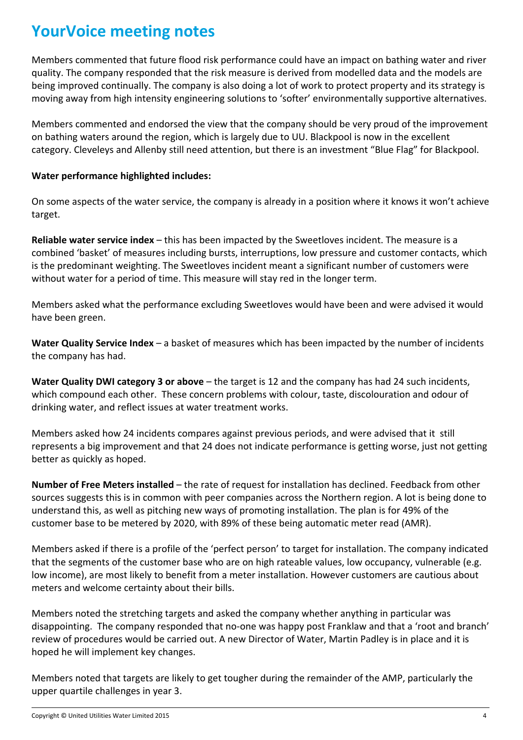# YourVoice meeting notes

Members commented that future flood risk performance could have an impact on bathing water and river quality. The company responded that the risk measure is derived from modelled data and the models are being improved continually. The company is also doing a lot of work to protect property and its strategy is moving away from high intensity engineering solutions to 'softer' environmentally supportive alternatives.

Members commented and endorsed the view that the company should be very proud of the improvement on bathing waters around the region, which is largely due to UU. Blackpool is now in the excellent category. Cleveleys and Allenby still need attention, but there is an investment "Blue Flag" for Blackpool.

**Water performance highlighted includes:**

On some aspects of the water service, the company is already in a position where it knows it won't achieve target.

**Reliable water service index** – this has been impacted by the Sweetloves incident. The measure is a combined 'basket' of measures including bursts, interruptions, low pressure and customer contacts, which is the predominant weighting. The Sweetloves incident meant a significant number of customers were without water for a period of time. This measure will stay red in the longer term.

Members asked what the performance excluding Sweetloves would have been and were advised it would have been green.

**Water Quality Service Index** – a basket of measures which has been impacted by the number of incidents the company has had.

**Water Quality DWI category 3 or above** – the target is 12 and the company has had 24 such incidents, which compound each other. These concern problems with colour, taste, discolouration and odour of drinking water, and reflect issues at water treatment works.

Members asked how 24 incidents compares against previous periods, and were advised that it still represents a big improvement and that 24 does not indicate performance is getting worse, just not getting better as quickly as hoped.

**Number of Free Meters installed** – the rate of request for installation has declined. Feedback from other sources suggests this is in common with peer companies across the Northern region. A lot is being done to understand this, as well as pitching new ways of promoting installation. The plan is for 49% of the customer base to be metered by 2020, with 89% of these being automatic meter read (AMR).

Members asked if there is a profile of the 'perfect person' to target for installation. The company indicated that the segments of the customer base who are on high rateable values, low occupancy, vulnerable (e.g. low income), are most likely to benefit from a meter installation. However customers are cautious about meters and welcome certainty about their bills.

Members noted the stretching targets and asked the company whether anything in particular was disappointing. The company responded that no-one was happy post Franklaw and that a 'root and branch' review of procedures would be carried out. A new Director of Water, Martin Padley is in place and it is hoped he will implement key changes.

Members noted that targets are likely to get tougher during the remainder of the AMP, particularly the upper quartile challenges in year 3.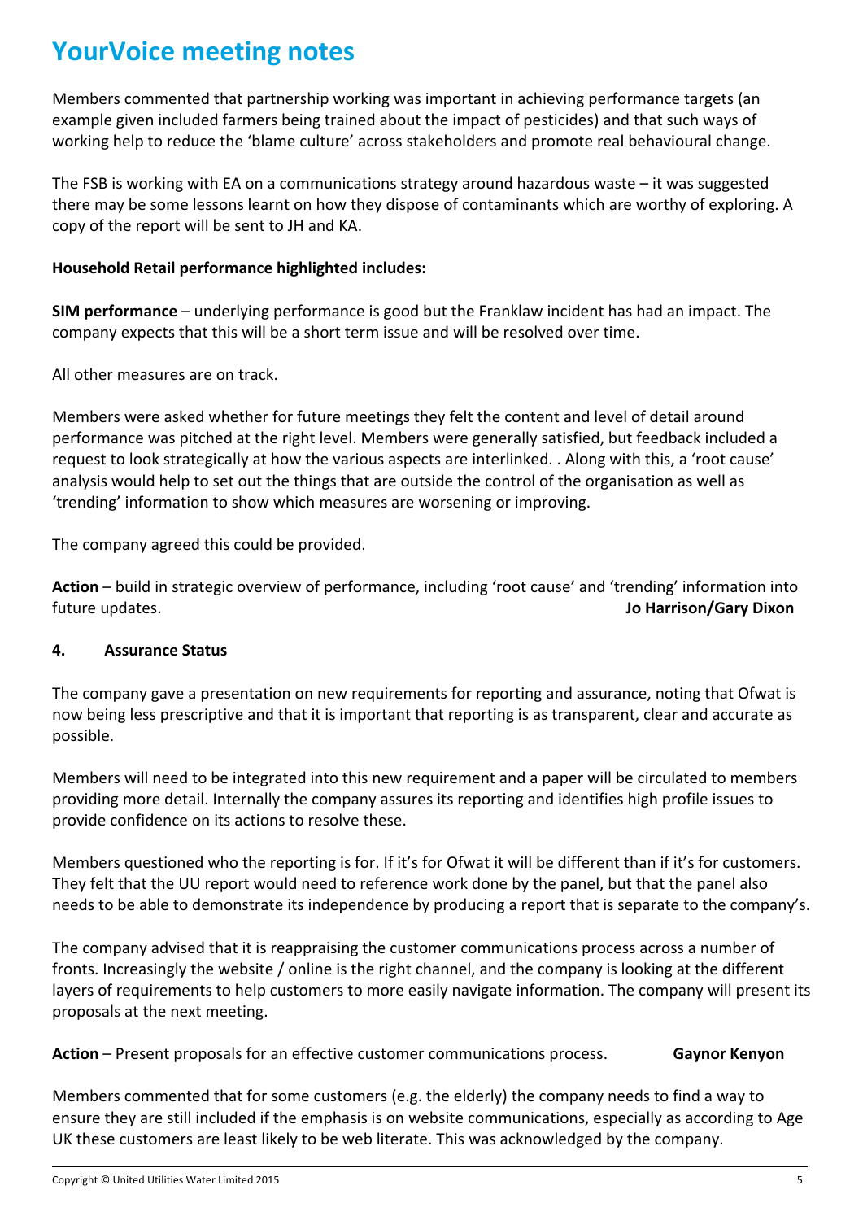# YourVoice meeting notes

Members commented that partnership working was important in achieving performance targets (an example given included farmers being trained about the impact of pesticides) and that such ways of working help to reduce the 'blame culture' across stakeholders and promote real behavioural change.

The FSB is working with EA on a communications strategy around hazardous waste – it was suggested there may be some lessons learnt on how they dispose of contaminants which are worthy of exploring. A copy of the report will be sent to JH and KA.

**Household Retail performance highlighted includes:**

**SIM performance** – underlying performance is good but the Franklaw incident has had an impact. The company expects that this will be a short term issue and will be resolved over time.

All other measures are on track.

Members were asked whether for future meetings they felt the content and level of detail around performance was pitched at the right level. Members were generally satisfied, but feedback included a request to look strategically at how the various aspects are interlinked. . Along with this, a 'root cause' analysis would help to set out the things that are outside the control of the organisation as well as 'trending' information to show which measures are worsening or improving.

The company agreed this could be provided.

**Action** – build in strategic overview of performance, including 'root cause' and 'trending' information into future updates. **Jo Harrison/Gary Dixon**

## 4. Assurance Status

The company gave a presentation on new requirements for reporting and assurance, noting that Ofwat is now being less prescriptive and that it is important that reporting is as transparent, clear and accurate as possible.

Members will need to be integrated into this new requirement and a paper will be circulated to members providing more detail. Internally the company assures its reporting and identifies high profile issues to provide confidence on its actions to resolve these.

Members questioned who the reporting is for. If it's for Ofwat it will be different than if it's for customers. They felt that the UU report would need to reference work done by the panel, but that the panel also needs to be able to demonstrate its independence by producing a report that is separate to the company's.

The company advised that it is reappraising the customer communications process across a number of fronts. Increasingly the website / online is the right channel, and the company is looking at the different layers of requirements to help customers to more easily navigate information. The company will present its proposals at the next meeting.

**Action** – Present proposals for an effective customer communications process. **Gaynor Kenyon**

Members commented that for some customers (e.g. the elderly) the company needs to find a way to ensure they are still included if the emphasis is on website communications, especially as according to Age UK these customers are least likely to be web literate. This was acknowledged by the company.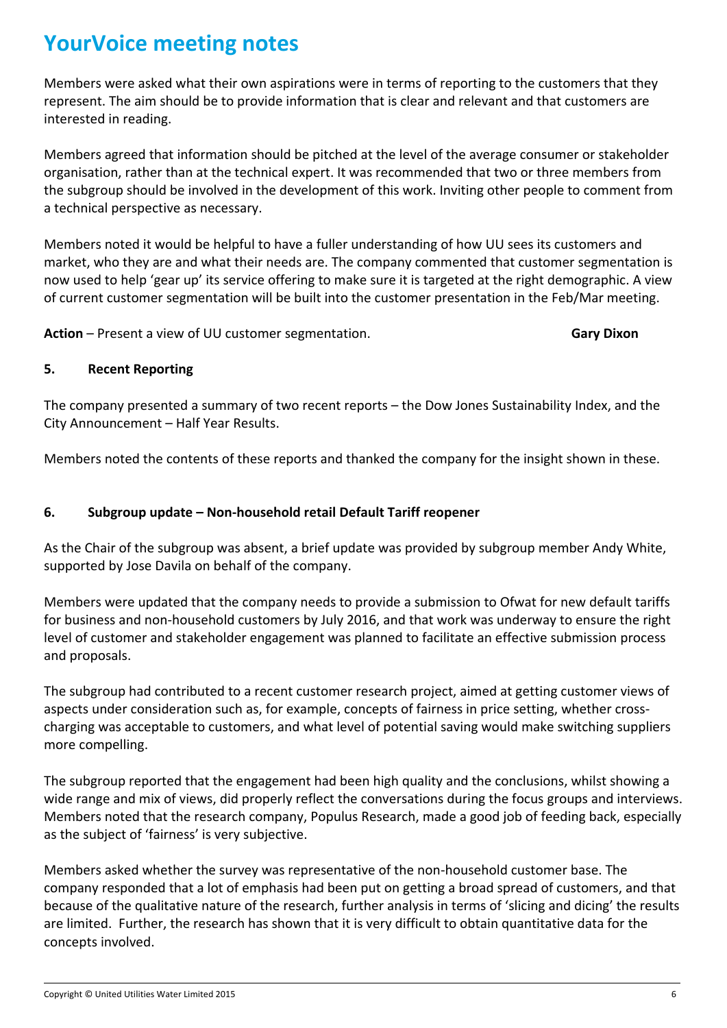# YourVoice meeting notes

Members were asked what their own aspirations were in terms of reporting to the customers that they represent. The aim should be to provide information that is clear and relevant and that customers are interested in reading.

Members agreed that information should be pitched at the level of the average consumer or stakeholder organisation, rather than at the technical expert. It was recommended that two or three members from the subgroup should be involved in the development of this work. Inviting other people to comment from a technical perspective as necessary.

Members noted it would be helpful to have a fuller understanding of how UU sees its customers and market, who they are and what their needs are. The company commented that customer segmentation is now used to help 'gear up' its service offering to make sure it is targeted at the right demographic. A view of current customer segmentation will be built into the customer presentation in the Feb/Mar meeting.

**Action** – Present a view of UU customer segmentation. **Gary Dixon**

### 5. Recent Reporting

The company presented a summary of two recent reports – the Dow Jones Sustainability Index, and the City Announcement – Half Year Results.

Members noted the contents of these reports and thanked the company for the insight shown in these.

### 6. Subgroup update – Non-household retail Default Tariff reopener

As the Chair of the subgroup was absent, a brief update was provided by subgroup member Andy White, supported by Jose Davila on behalf of the company.

Members were updated that the company needs to provide a submission to Ofwat for new default tariffs for business and non-household customers by July 2016, and that work was underway to ensure the right level of customer and stakeholder engagement was planned to facilitate an effective submission process and proposals.

The subgroup had contributed to a recent customer research project, aimed at getting customer views of aspects under consideration such as, for example, concepts of fairness in price setting, whether cross-charging was acceptable to customers, and what level of potential saving would make switching suppliers more compelling.

The subgroup reported that the engagement had been high quality and the conclusions, whilst showing a wide range and mix of views, did properly reflect the conversations during the focus groups and interviews. Members noted that the research company, Populus Research, made a good job of feeding back, especially as the subject of 'fairness' is very subjective.

Members asked whether the survey was representative of the non-household customer base. The company responded that a lot of emphasis had been put on getting a broad spread of customers, and that because of the qualitative nature of the research, further analysis in terms of 'slicing and dicing' the results are limited. Further, the research has shown that it is very difficult to obtain quantitative data for the concepts involved.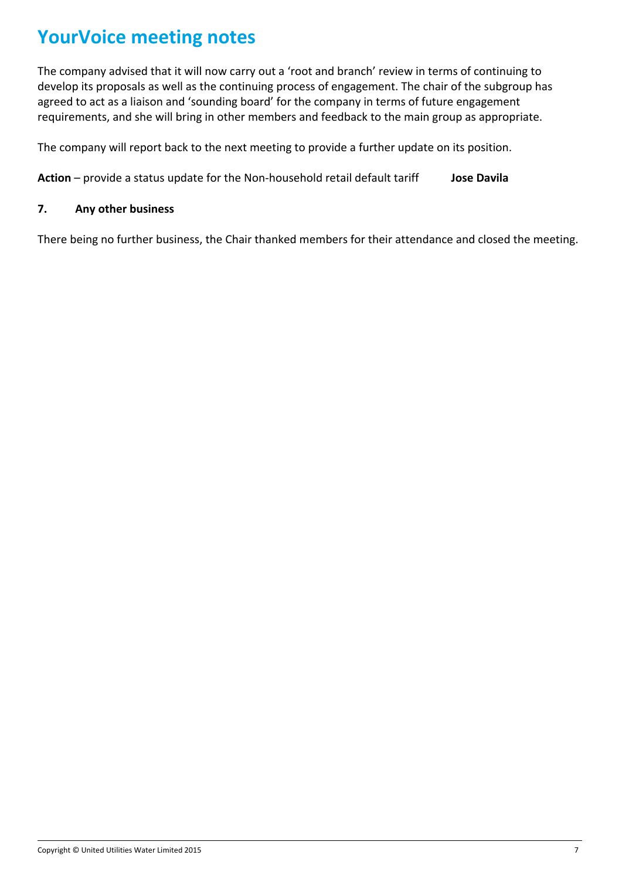# YourVoice meeting notes

The company advised that it will now carry out a 'root and branch' review in terms of continuing to develop its proposals as well as the continuing process of engagement. The chair of the subgroup has agreed to act as a liaison and 'sounding board' for the company in terms of future engagement requirements, and she will bring in other members and feedback to the main group as appropriate.

The company will report back to the next meeting to provide a further update on its position.

**Action** – provide a status update for the Non-household retail default tariff **Jose Davila**

**7. Any other business**

There being no further business, the Chair thanked members for their attendance and closed the meeting.